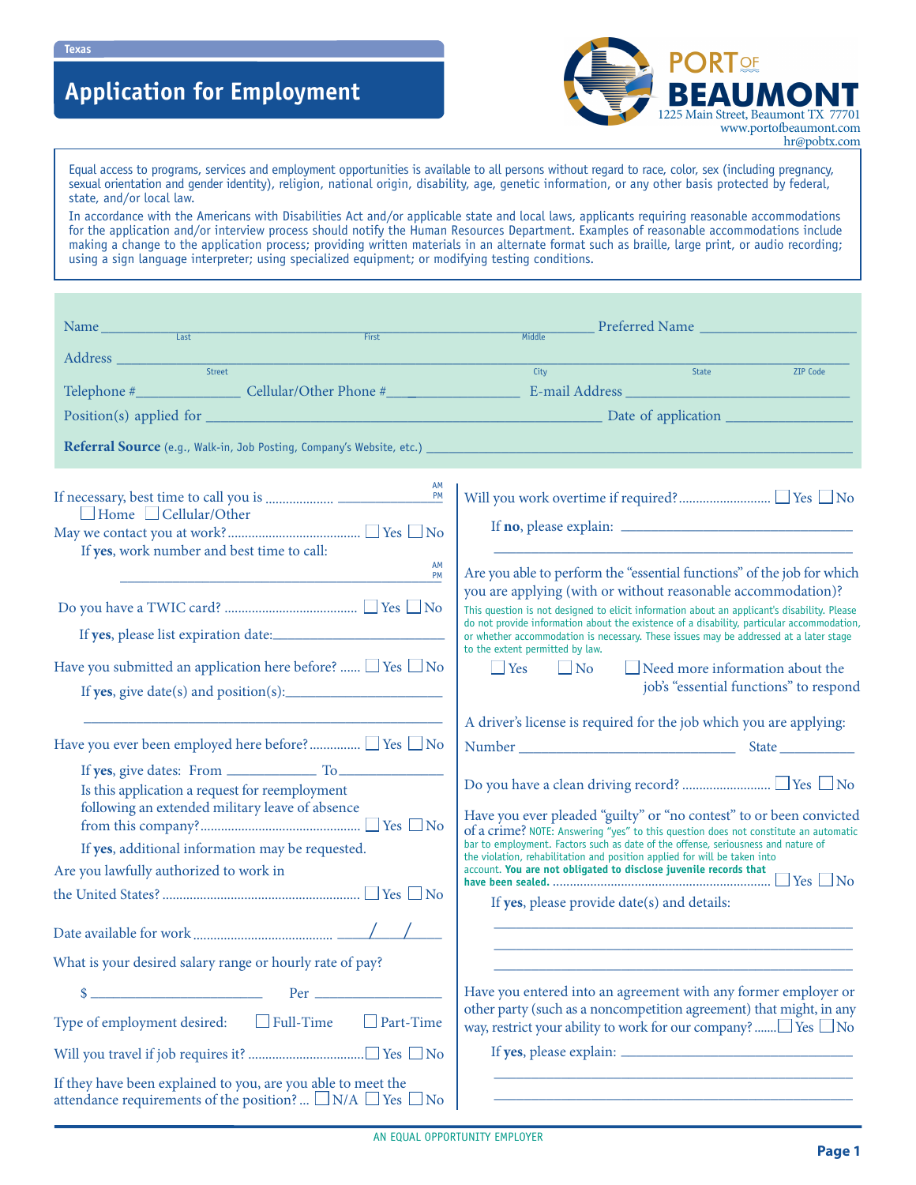Texas

# Application for Employment

**PORT OF BEAUMONT**
1225 Main Street, Beaumont TX 77701
www.portofbeaumont.com
hr@pobtx.com

Equal access to programs, services and employment opportunities is available to all persons without regard to race, color, sex (including pregnancy, sexual orientation and gender identity), religion, national origin, disability, age, genetic information, or any other basis protected by federal, state, and/or local law.

In accordance with the Americans with Disabilities Act and/or applicable state and local laws, applicants requiring reasonable accommodations for the application and/or interview process should notify the Human Resources Department. Examples of reasonable accommodations include making a change to the application process; providing written materials in an alternate format such as braille, large print, or audio recording; using a sign language interpreter; using specialized equipment; or modifying testing conditions.

Name ____________________ (Last) ____________________ (First) ____________________ (Middle) Preferred Name ____________________

Address ____________________ (Street) ____________________ (City) ________ (State) ________ (ZIP Code)

Telephone # ______________ Cellular/Other Phone # ______________ E-mail Address ____________________

Position(s) applied for ____________________ Date of application ______________

**Referral Source** (e.g., Walk-in, Job Posting, Company's Website, etc.) ____________________

If necessary, best time to call you is ______________ AM/PM
☐ Home ☐ Cellular/Other

May we contact you at work? ☐ Yes ☐ No
If **yes**, work number and best time to call:
______________ AM/PM

Do you have a TWIC card? ☐ Yes ☐ No
If **yes**, please list expiration date: ______________

Have you submitted an application here before? ☐ Yes ☐ No
If **yes**, give date(s) and position(s): ______________

Have you ever been employed here before? ☐ Yes ☐ No
If **yes**, give dates: From __________ To __________
Is this application a request for reemployment following an extended military leave of absence from this company? ☐ Yes ☐ No
If **yes**, additional information may be requested.

Are you lawfully authorized to work in the United States? ☐ Yes ☐ No

Date available for work ____/____/____

What is your desired salary range or hourly rate of pay?
$ ______________ Per ______________

Type of employment desired: ☐ Full-Time ☐ Part-Time

Will you travel if job requires it? ☐ Yes ☐ No

If they have been explained to you, are you able to meet the attendance requirements of the position? ☐ N/A ☐ Yes ☐ No

Will you work overtime if required? ☐ Yes ☐ No
If **no**, please explain: ______________

Are you able to perform the "essential functions" of the job for which you are applying (with or without reasonable accommodation)?
This question is not designed to elicit information about an applicant's disability. Please do not provide information about the existence of a disability, particular accommodation, or whether accommodation is necessary. These issues may be addressed at a later stage to the extent permitted by law.
☐ Yes ☐ No ☐ Need more information about the job's "essential functions" to respond

A driver's license is required for the job which you are applying:
Number ______________ State ________

Do you have a clean driving record? ☐ Yes ☐ No

Have you ever pleaded "guilty" or "no contest" to or been convicted of a crime? NOTE: Answering "yes" to this question does not constitute an automatic bar to employment. Factors such as date of the offense, seriousness and nature of the violation, rehabilitation and position applied for will be taken into account. **You are not obligated to disclose juvenile records that have been sealed.** ☐ Yes ☐ No
If **yes**, please provide date(s) and details: ______________

Have you entered into an agreement with any former employer or other party (such as a noncompetition agreement) that might, in any way, restrict your ability to work for our company? ☐ Yes ☐ No
If **yes**, please explain: ______________

AN EQUAL OPPORTUNITY EMPLOYER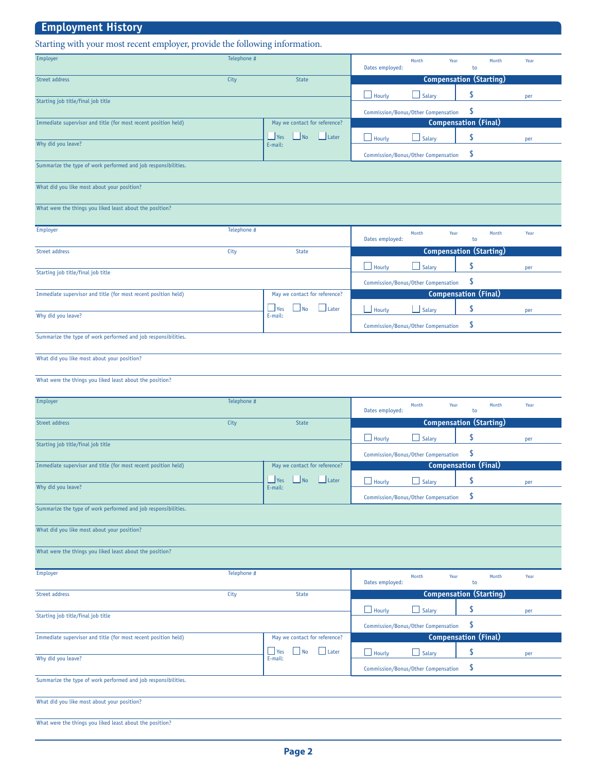## Employment History

Starting with your most recent employer, provide the following information.

| Employer | Telephone # | | Dates employed: Month Year to Month Year |
|---|---|---|---|
| Street address | City | State | **Compensation (Starting)** |
| Starting job title/final job title | | | ☐ Hourly ☐ Salary \$ per |
| | | | Commission/Bonus/Other Compensation \$ |
| Immediate supervisor and title (for most recent position held) | | May we contact for reference? | **Compensation (Final)** |
| Why did you leave? | | ☐ Yes ☐ No ☐ Later<br>E-mail: | ☐ Hourly ☐ Salary \$ per |
| | | | Commission/Bonus/Other Compensation \$ |
| Summarize the type of work performed and job responsibilities. | | | |
| What did you like most about your position? | | | |
| What were the things you liked least about the position? | | | |

| Employer | Telephone # | | Dates employed: Month Year to Month Year |
|---|---|---|---|
| Street address | City | State | **Compensation (Starting)** |
| Starting job title/final job title | | | ☐ Hourly ☐ Salary \$ per |
| | | | Commission/Bonus/Other Compensation \$ |
| Immediate supervisor and title (for most recent position held) | | May we contact for reference? | **Compensation (Final)** |
| Why did you leave? | | ☐ Yes ☐ No ☐ Later<br>E-mail: | ☐ Hourly ☐ Salary \$ per |
| | | | Commission/Bonus/Other Compensation \$ |
| Summarize the type of work performed and job responsibilities. | | | |
| What did you like most about your position? | | | |
| What were the things you liked least about the position? | | | |

| Employer | Telephone # | | Dates employed: Month Year to Month Year |
|---|---|---|---|
| Street address | City | State | **Compensation (Starting)** |
| Starting job title/final job title | | | ☐ Hourly ☐ Salary \$ per |
| | | | Commission/Bonus/Other Compensation \$ |
| Immediate supervisor and title (for most recent position held) | | May we contact for reference? | **Compensation (Final)** |
| Why did you leave? | | ☐ Yes ☐ No ☐ Later<br>E-mail: | ☐ Hourly ☐ Salary \$ per |
| | | | Commission/Bonus/Other Compensation \$ |
| Summarize the type of work performed and job responsibilities. | | | |
| What did you like most about your position? | | | |
| What were the things you liked least about the position? | | | |

| Employer | Telephone # | | Dates employed: Month Year to Month Year |
|---|---|---|---|
| Street address | City | State | **Compensation (Starting)** |
| Starting job title/final job title | | | ☐ Hourly ☐ Salary \$ per |
| | | | Commission/Bonus/Other Compensation \$ |
| Immediate supervisor and title (for most recent position held) | | May we contact for reference? | **Compensation (Final)** |
| Why did you leave? | | ☐ Yes ☐ No ☐ Later<br>E-mail: | ☐ Hourly ☐ Salary \$ per |
| | | | Commission/Bonus/Other Compensation \$ |
| Summarize the type of work performed and job responsibilities. | | | |
| What did you like most about your position? | | | |
| What were the things you liked least about the position? | | | |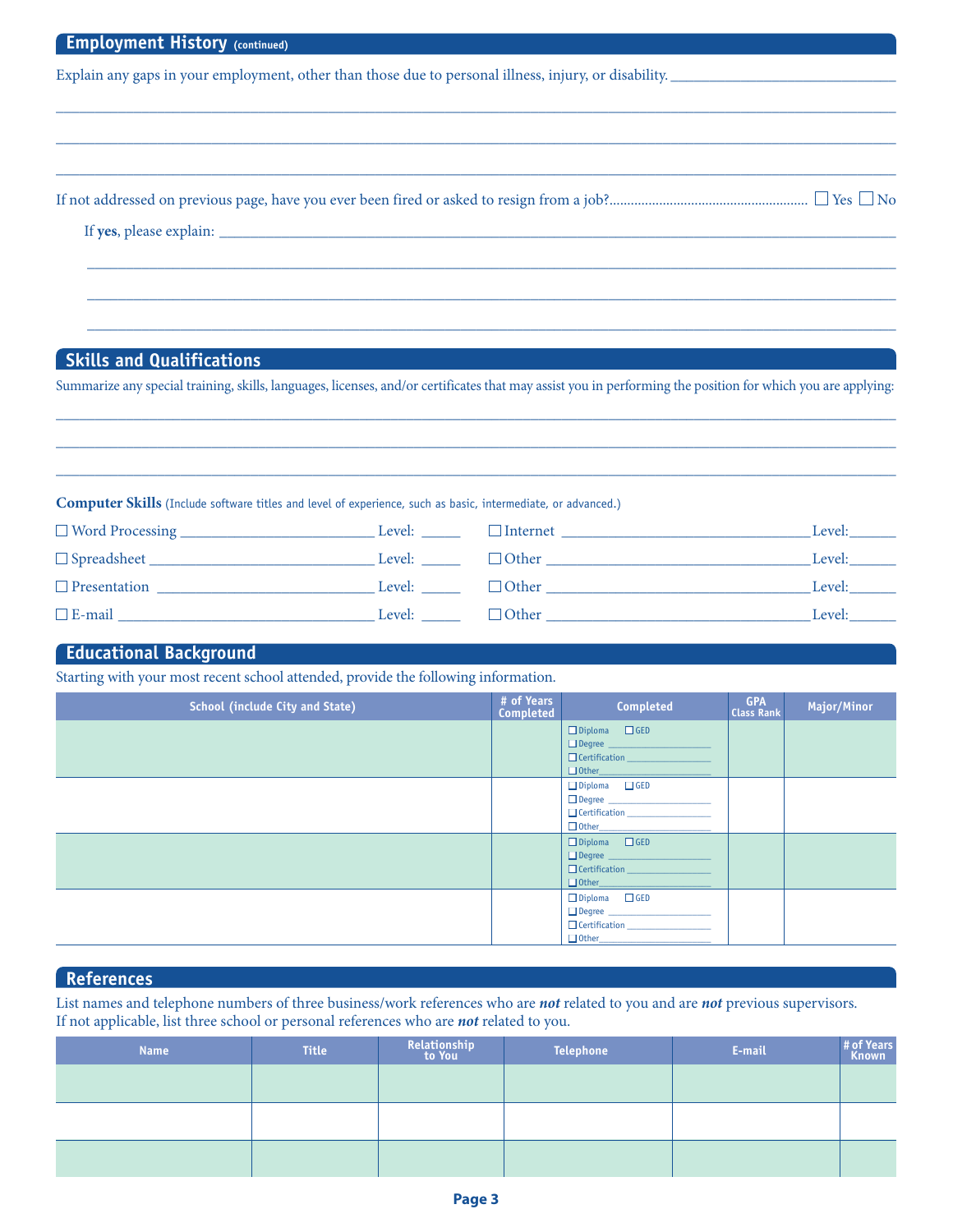## Employment History (continued)

Explain any gaps in your employment, other than those due to personal illness, injury, or disability. ______________________________

______________________________________________________________________________

______________________________________________________________________________

______________________________________________________________________________

If not addressed on previous page, have you ever been fired or asked to resign from a job?........................................................ ☐ Yes ☐ No

If **yes**, please explain: ______________________________________________________________

______________________________________________________________________________

______________________________________________________________________________

______________________________________________________________________________

## Skills and Qualifications

Summarize any special training, skills, languages, licenses, and/or certificates that may assist you in performing the position for which you are applying:

______________________________________________________________________________

______________________________________________________________________________

______________________________________________________________________________

**Computer Skills** (Include software titles and level of experience, such as basic, intermediate, or advanced.)

☐ Word Processing __________________________ Level: _____ ☐ Internet __________________________ Level: ______

☐ Spreadsheet __________________________ Level: _____ ☐ Other __________________________ Level: ______

☐ Presentation __________________________ Level: _____ ☐ Other __________________________ Level: ______

☐ E-mail __________________________ Level: _____ ☐ Other __________________________ Level: ______

## Educational Background

Starting with your most recent school attended, provide the following information.

| School (include City and State) | # of Years Completed | Completed | GPA Class Rank | Major/Minor |
|---|---|---|---|---|
| | | ☐ Diploma ☐ GED<br>☐ Degree ____________<br>☐ Certification ____________<br>☐ Other____________ | | |
| | | ☐ Diploma ☐ GED<br>☐ Degree ____________<br>☐ Certification ____________<br>☐ Other____________ | | |
| | | ☐ Diploma ☐ GED<br>☐ Degree ____________<br>☐ Certification ____________<br>☐ Other____________ | | |
| | | ☐ Diploma ☐ GED<br>☐ Degree ____________<br>☐ Certification ____________<br>☐ Other____________ | | |

## References

List names and telephone numbers of three business/work references who are ***not*** related to you and are ***not*** previous supervisors. If not applicable, list three school or personal references who are ***not*** related to you.

| Name | Title | Relationship to You | Telephone | E-mail | # of Years Known |
|---|---|---|---|---|---|
| | | | | | |
| | | | | | |
| | | | | | |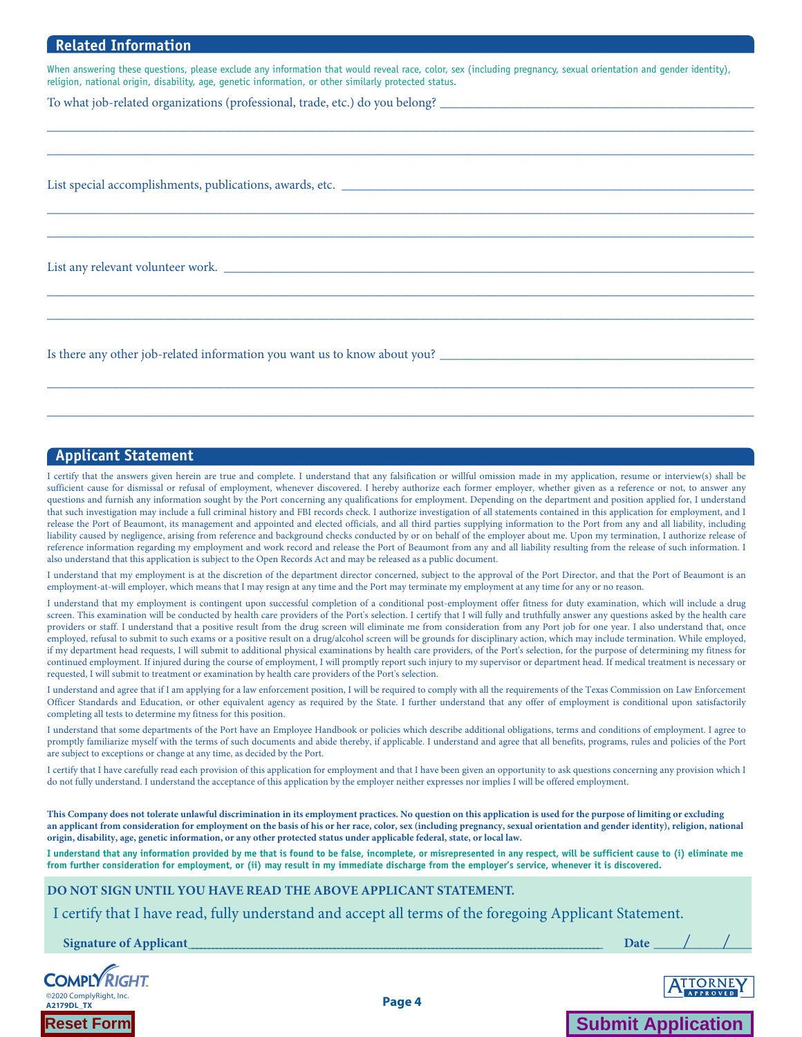## Related Information

When answering these questions, please exclude any information that would reveal race, color, sex (including pregnancy, sexual orientation and gender identity), religion, national origin, disability, age, genetic information, or other similarly protected status.

To what job-related organizations (professional, trade, etc.) do you belong? ______________________________

______________________________

______________________________

List special accomplishments, publications, awards, etc. ______________________________

______________________________

______________________________

List any relevant volunteer work. ______________________________

______________________________

______________________________

Is there any other job-related information you want us to know about you? ______________________________

______________________________

______________________________

## Applicant Statement

I certify that the answers given herein are true and complete. I understand that any falsification or willful omission made in my application, resume or interview(s) shall be sufficient cause for dismissal or refusal of employment, whenever discovered. I hereby authorize each former employer, whether given as a reference or not, to answer any questions and furnish any information sought by the Port concerning any qualifications for employment. Depending on the department and position applied for, I understand that such investigation may include a full criminal history and FBI records check. I authorize investigation of all statements contained in this application for employment, and I release the Port of Beaumont, its management and appointed and elected officials, and all third parties supplying information to the Port from any and all liability, including liability caused by negligence, arising from reference and background checks conducted by or on behalf of the employer about me. Upon my termination, I authorize release of reference information regarding my employment and work record and release the Port of Beaumont from any and all liability resulting from the release of such information. I also understand that this application is subject to the Open Records Act and may be released as a public document.

I understand that my employment is at the discretion of the department director concerned, subject to the approval of the Port Director, and that the Port of Beaumont is an employment-at-will employer, which means that I may resign at any time and the Port may terminate my employment at any time for any or no reason.

I understand that my employment is contingent upon successful completion of a conditional post-employment offer fitness for duty examination, which will include a drug screen. This examination will be conducted by health care providers of the Port's selection. I certify that I will fully and truthfully answer any questions asked by the health care providers or staff. I understand that a positive result from the drug screen will eliminate me from consideration from any Port job for one year. I also understand that, once employed, refusal to submit to such exams or a positive result on a drug/alcohol screen will be grounds for disciplinary action, which may include termination. While employed, if my department head requests, I will submit to additional physical examinations by health care providers, of the Port's selection, for the purpose of determining my fitness for continued employment. If injured during the course of employment, I will promptly report such injury to my supervisor or department head. If medical treatment is necessary or requested, I will submit to treatment or examination by health care providers of the Port's selection.

I understand and agree that if I am applying for a law enforcement position, I will be required to comply with all the requirements of the Texas Commission on Law Enforcement Officer Standards and Education, or other equivalent agency as required by the State. I further understand that any offer of employment is conditional upon satisfactorily completing all tests to determine my fitness for this position.

I understand that some departments of the Port have an Employee Handbook or policies which describe additional obligations, terms and conditions of employment. I agree to promptly familiarize myself with the terms of such documents and abide thereby, if applicable. I understand and agree that all benefits, programs, rules and policies of the Port are subject to exceptions or change at any time, as decided by the Port.

I certify that I have carefully read each provision of this application for employment and that I have been given an opportunity to ask questions concerning any provision which I do not fully understand. I understand the acceptance of this application by the employer neither expresses nor implies I will be offered employment.

**This Company does not tolerate unlawful discrimination in its employment practices. No question on this application is used for the purpose of limiting or excluding an applicant from consideration for employment on the basis of his or her race, color, sex (including pregnancy, sexual orientation and gender identity), religion, national origin, disability, age, genetic information, or any other protected status under applicable federal, state, or local law.**

**I understand that any information provided by me that is found to be false, incomplete, or misrepresented in any respect, will be sufficient cause to (i) eliminate me from further consideration for employment, or (ii) may result in my immediate discharge from the employer's service, whenever it is discovered.**

**DO NOT SIGN UNTIL YOU HAVE READ THE ABOVE APPLICANT STATEMENT.**

I certify that I have read, fully understand and accept all terms of the foregoing Applicant Statement.

**Signature of Applicant**______________________________ **Date** ____/____/____

COMPLYRIGHT
©2020 ComplyRight, Inc.
A2179DL_TX

ATTORNEY APPROVED

Reset Form

Submit Application